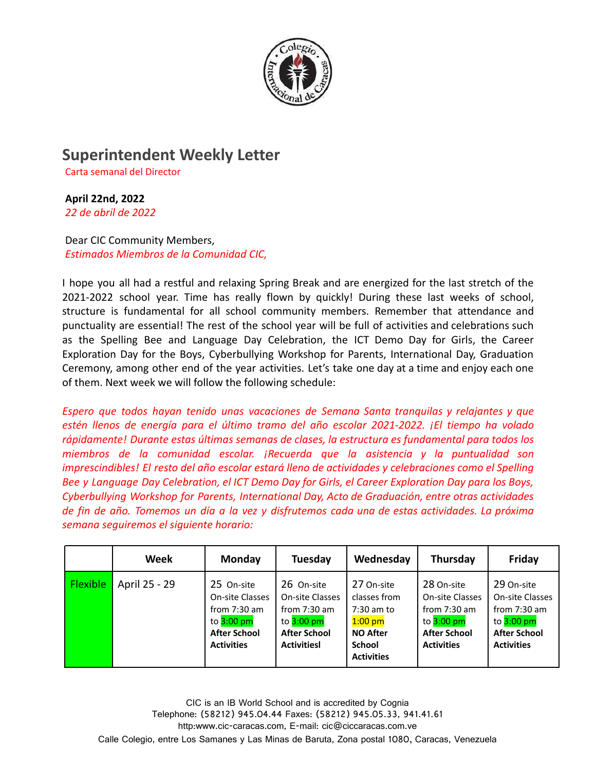# Superintendent Weekly Letter

Carta semanal del Director

**April 22nd, 2022**

*22 de abril de 2022*

Dear CIC Community Members,

*Estimados Miembros de la Comunidad CIC,*

I hope you all had a restful and relaxing Spring Break and are energized for the last stretch of the 2021-2022 school year. Time has really flown by quickly! During these last weeks of school, structure is fundamental for all school community members. Remember that attendance and punctuality are essential! The rest of the school year will be full of activities and celebrations such as the Spelling Bee and Language Day Celebration, the ICT Demo Day for Girls, the Career Exploration Day for the Boys, Cyberbullying Workshop for Parents, International Day, Graduation Ceremony, among other end of the year activities. Let's take one day at a time and enjoy each one of them. Next week we will follow the following schedule:

*Espero que todos hayan tenido unas vacaciones de Semana Santa tranquilas y relajantes y que estén llenos de energía para el último tramo del año escolar 2021-2022. ¡El tiempo ha volado rápidamente! Durante estas últimas semanas de clases, la estructura es fundamental para todos los miembros de la comunidad escolar. ¡Recuerda que la asistencia y la puntualidad son imprescindibles! El resto del año escolar estará lleno de actividades y celebraciones como el Spelling Bee y Language Day Celebration, el ICT Demo Day for Girls, el Career Exploration Day para los Boys, Cyberbullying Workshop for Parents, International Day, Acto de Graduación, entre otras actividades de fin de año. Tomemos un día a la vez y disfrutemos cada una de estas actividades. La próxima semana seguiremos el siguiente horario:*

| | Week | Monday | Tuesday | Wednesday | Thursday | Friday |
|---|---|---|---|---|---|---|
| Flexible | April 25 - 29 | 25 On-site On-site Classes from 7:30 am to 3:00 pm **After School Activities** | 26 On-site On-site Classes from 7:30 am to 3:00 pm **After School Activitiesl** | 27 On-site classes from 7:30 am to 1:00 pm **NO After School Activities** | 28 On-site On-site Classes from 7:30 am to 3:00 pm **After School Activities** | 29 On-site On-site Classes from 7:30 am to 3:00 pm **After School Activities** |

CIC is an IB World School and is accredited by Cognia
Telephone: (58212) 945.04.44 Faxes: (58212) 945.05.33, 941.41.61
http:www.cic-caracas.com, E-mail: cic@ciccaracas.com.ve
Calle Colegio, entre Los Samanes y Las Minas de Baruta, Zona postal 1080, Caracas, Venezuela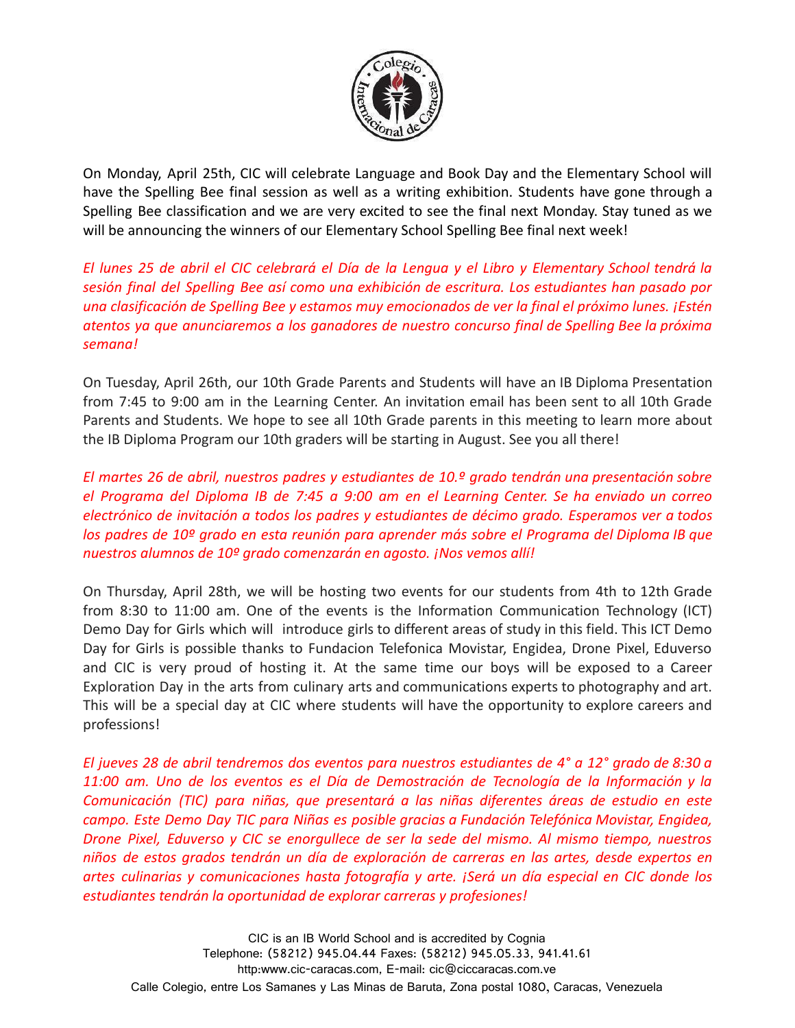On Monday, April 25th, CIC will celebrate Language and Book Day and the Elementary School will have the Spelling Bee final session as well as a writing exhibition. Students have gone through a Spelling Bee classification and we are very excited to see the final next Monday. Stay tuned as we will be announcing the winners of our Elementary School Spelling Bee final next week!

*El lunes 25 de abril el CIC celebrará el Día de la Lengua y el Libro y Elementary School tendrá la sesión final del Spelling Bee así como una exhibición de escritura. Los estudiantes han pasado por una clasificación de Spelling Bee y estamos muy emocionados de ver la final el próximo lunes. ¡Estén atentos ya que anunciaremos a los ganadores de nuestro concurso final de Spelling Bee la próxima semana!*

On Tuesday, April 26th, our 10th Grade Parents and Students will have an IB Diploma Presentation from 7:45 to 9:00 am in the Learning Center. An invitation email has been sent to all 10th Grade Parents and Students. We hope to see all 10th Grade parents in this meeting to learn more about the IB Diploma Program our 10th graders will be starting in August. See you all there!

*El martes 26 de abril, nuestros padres y estudiantes de 10.º grado tendrán una presentación sobre el Programa del Diploma IB de 7:45 a 9:00 am en el Learning Center. Se ha enviado un correo electrónico de invitación a todos los padres y estudiantes de décimo grado. Esperamos ver a todos los padres de 10º grado en esta reunión para aprender más sobre el Programa del Diploma IB que nuestros alumnos de 10º grado comenzarán en agosto. ¡Nos vemos allí!*

On Thursday, April 28th, we will be hosting two events for our students from 4th to 12th Grade from 8:30 to 11:00 am. One of the events is the Information Communication Technology (ICT) Demo Day for Girls which will introduce girls to different areas of study in this field. This ICT Demo Day for Girls is possible thanks to Fundacion Telefonica Movistar, Engidea, Drone Pixel, Eduverso and CIC is very proud of hosting it. At the same time our boys will be exposed to a Career Exploration Day in the arts from culinary arts and communications experts to photography and art. This will be a special day at CIC where students will have the opportunity to explore careers and professions!

*El jueves 28 de abril tendremos dos eventos para nuestros estudiantes de 4° a 12° grado de 8:30 a 11:00 am. Uno de los eventos es el Día de Demostración de Tecnología de la Información y la Comunicación (TIC) para niñas, que presentará a las niñas diferentes áreas de estudio en este campo. Este Demo Day TIC para Niñas es posible gracias a Fundación Telefónica Movistar, Engidea, Drone Pixel, Eduverso y CIC se enorgullece de ser la sede del mismo. Al mismo tiempo, nuestros niños de estos grados tendrán un día de exploración de carreras en las artes, desde expertos en artes culinarias y comunicaciones hasta fotografía y arte. ¡Será un día especial en CIC donde los estudiantes tendrán la oportunidad de explorar carreras y profesiones!*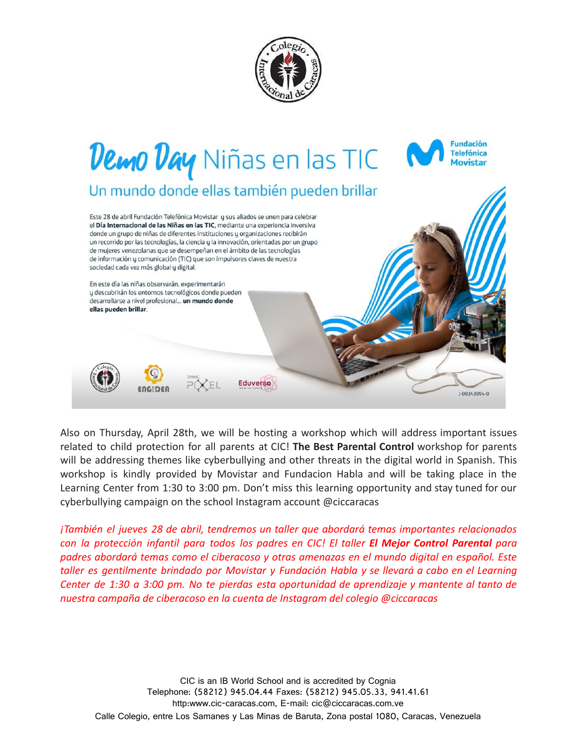# Demo Day Niñas en las TIC

Fundación Telefónica Movistar

## Un mundo donde ellas también pueden brillar

Este 28 de abril Fundación Telefónica Movistar y sus aliados se unen para celebrar el **Día Internacional de las Niñas en las TIC**, mediante una experiencia inversiva donde un grupo de niñas de diferentes instituciones y organizaciones recibirán un recorrido por las tecnologías, la ciencia y la innovación, orientadas por un grupo de mujeres venezolanas que se desempeñan en el ámbito de las tecnologías de información y comunicación (TIC) que son impulsores claves de nuestra sociedad cada vez más global y digital.

En este día las niñas observarán, experimentarán y descubrirán los entornos tecnológicos donde pueden desarrollarse a nivel profesional... **un mundo donde ellas pueden brillar.**

ENGIDEA · DRONE PIXEL · Eduverso

J-00343994-0

Also on Thursday, April 28th, we will be hosting a workshop which will address important issues related to child protection for all parents at CIC! **The Best Parental Control** workshop for parents will be addressing themes like cyberbullying and other threats in the digital world in Spanish. This workshop is kindly provided by Movistar and Fundacion Habla and will be taking place in the Learning Center from 1:30 to 3:00 pm. Don't miss this learning opportunity and stay tuned for our cyberbullying campaign on the school Instagram account @ciccaracas

*¡También el jueves 28 de abril, tendremos un taller que abordará temas importantes relacionados con la protección infantil para todos los padres en CIC! El taller **El Mejor Control Parental** para padres abordará temas como el ciberacoso y otras amenazas en el mundo digital en español. Este taller es gentilmente brindado por Movistar y Fundación Habla y se llevará a cabo en el Learning Center de 1:30 a 3:00 pm. No te pierdas esta oportunidad de aprendizaje y mantente al tanto de nuestra campaña de ciberacoso en la cuenta de Instagram del colegio @ciccaracas*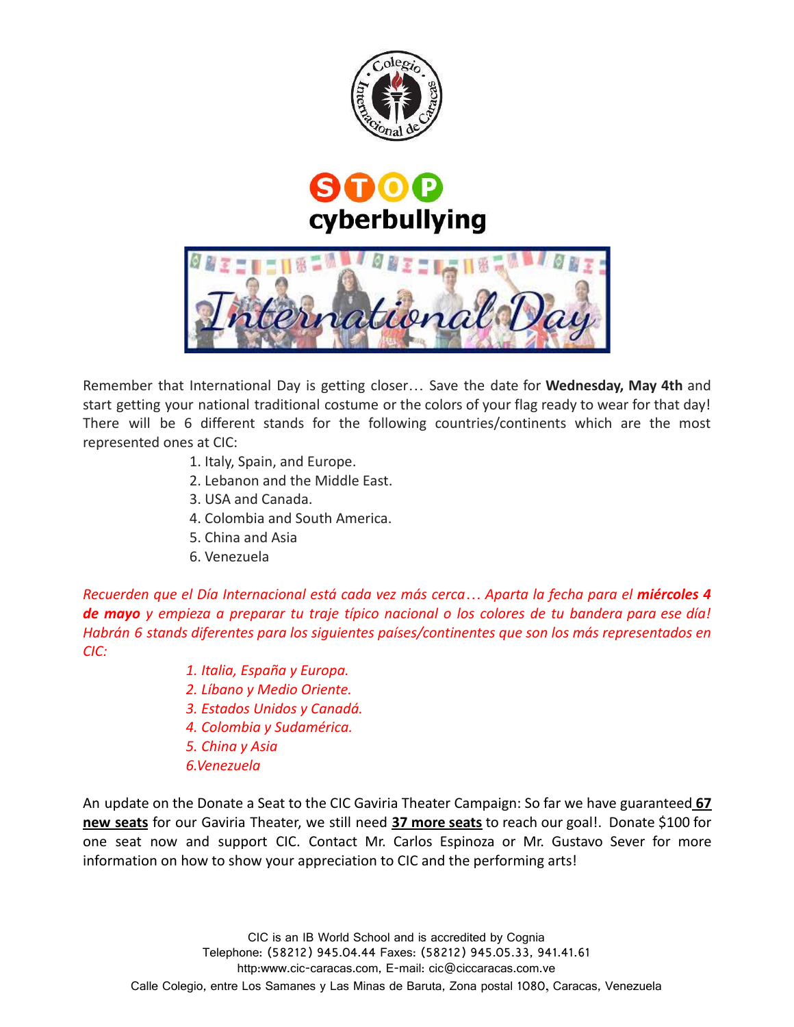STOP cyberbullying

International Day

Remember that International Day is getting closer… Save the date for **Wednesday, May 4th** and start getting your national traditional costume or the colors of your flag ready to wear for that day! There will be 6 different stands for the following countries/continents which are the most represented ones at CIC:

1. Italy, Spain, and Europe.
2. Lebanon and the Middle East.
3. USA and Canada.
4. Colombia and South America.
5. China and Asia
6. Venezuela

*Recuerden que el Día Internacional está cada vez más cerca… Aparta la fecha para el **miércoles 4 de mayo** y empieza a preparar tu traje típico nacional o los colores de tu bandera para ese día! Habrán 6 stands diferentes para los siguientes países/continentes que son los más representados en CIC:*

1. *Italia, España y Europa.*
2. *Líbano y Medio Oriente.*
3. *Estados Unidos y Canadá.*
4. *Colombia y Sudamérica.*
5. *China y Asia*
6. *Venezuela*

An update on the Donate a Seat to the CIC Gaviria Theater Campaign: So far we have guaranteed **67 new seats** for our Gaviria Theater, we still need **37 more seats** to reach our goal!. Donate $100 for one seat now and support CIC. Contact Mr. Carlos Espinoza or Mr. Gustavo Sever for more information on how to show your appreciation to CIC and the performing arts!

CIC is an IB World School and is accredited by Cognia
Telephone: (58212) 945.04.44 Faxes: (58212) 945.05.33, 941.41.61
http:www.cic-caracas.com, E-mail: cic@ciccaracas.com.ve
Calle Colegio, entre Los Samanes y Las Minas de Baruta, Zona postal 1080, Caracas, Venezuela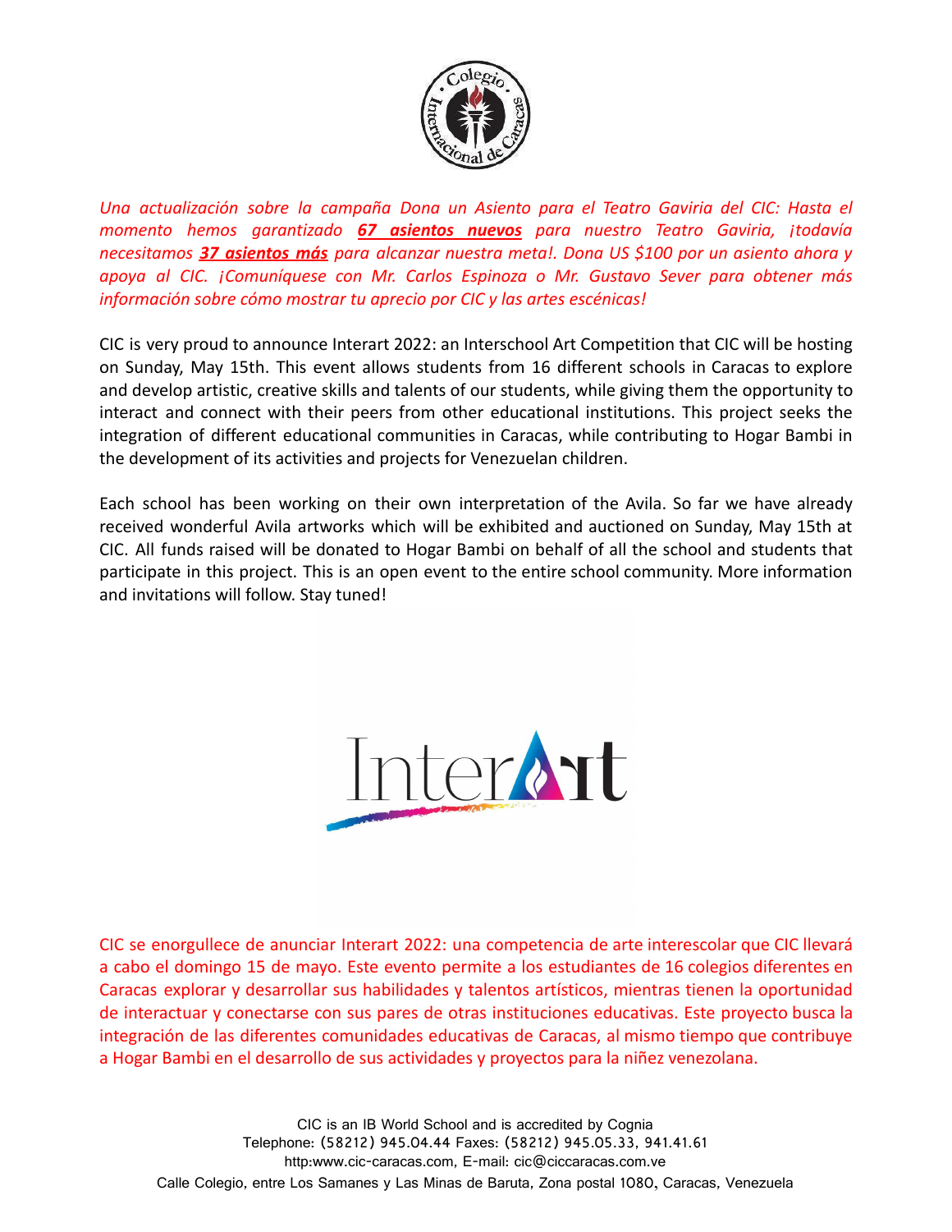*Una actualización sobre la campaña Dona un Asiento para el Teatro Gaviria del CIC: Hasta el momento hemos garantizado **67 asientos nuevos** para nuestro Teatro Gaviria, ¡todavía necesitamos **37 asientos más** para alcanzar nuestra meta!. Dona US $100 por un asiento ahora y apoya al CIC. ¡Comuníquese con Mr. Carlos Espinoza o Mr. Gustavo Sever para obtener más información sobre cómo mostrar tu aprecio por CIC y las artes escénicas!*

CIC is very proud to announce Interart 2022: an Interschool Art Competition that CIC will be hosting on Sunday, May 15th. This event allows students from 16 different schools in Caracas to explore and develop artistic, creative skills and talents of our students, while giving them the opportunity to interact and connect with their peers from other educational institutions. This project seeks the integration of different educational communities in Caracas, while contributing to Hogar Bambi in the development of its activities and projects for Venezuelan children.

Each school has been working on their own interpretation of the Avila. So far we have already received wonderful Avila artworks which will be exhibited and auctioned on Sunday, May 15th at CIC. All funds raised will be donated to Hogar Bambi on behalf of all the school and students that participate in this project. This is an open event to the entire school community. More information and invitations will follow. Stay tuned!

InterArt

CIC se enorgullece de anunciar Interart 2022: una competencia de arte interescolar que CIC llevará a cabo el domingo 15 de mayo. Este evento permite a los estudiantes de 16 colegios diferentes en Caracas explorar y desarrollar sus habilidades y talentos artísticos, mientras tienen la oportunidad de interactuar y conectarse con sus pares de otras instituciones educativas. Este proyecto busca la integración de las diferentes comunidades educativas de Caracas, al mismo tiempo que contribuye a Hogar Bambi en el desarrollo de sus actividades y proyectos para la niñez venezolana.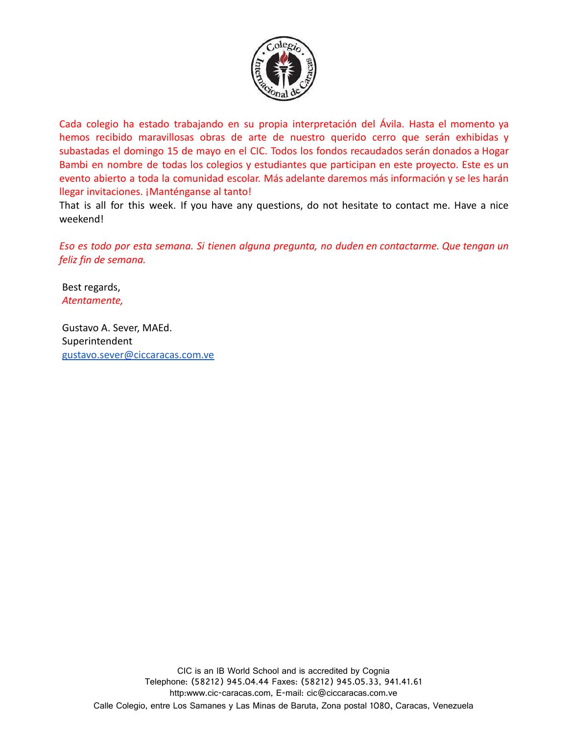Cada colegio ha estado trabajando en su propia interpretación del Ávila. Hasta el momento ya hemos recibido maravillosas obras de arte de nuestro querido cerro que serán exhibidas y subastadas el domingo 15 de mayo en el CIC. Todos los fondos recaudados serán donados a Hogar Bambi en nombre de todas los colegios y estudiantes que participan en este proyecto. Este es un evento abierto a toda la comunidad escolar. Más adelante daremos más información y se les harán llegar invitaciones. ¡Manténganse al tanto!

That is all for this week. If you have any questions, do not hesitate to contact me. Have a nice weekend!

*Eso es todo por esta semana. Si tienen alguna pregunta, no duden en contactarme. Que tengan un feliz fin de semana.*

Best regards,
*Atentamente,*

Gustavo A. Sever, MAEd.
Superintendent
gustavo.sever@ciccaracas.com.ve

CIC is an IB World School and is accredited by Cognia
Telephone: (58212) 945.04.44 Faxes: (58212) 945.05.33, 941.41.61
http:www.cic-caracas.com, E-mail: cic@ciccaracas.com.ve
Calle Colegio, entre Los Samanes y Las Minas de Baruta, Zona postal 1080, Caracas, Venezuela